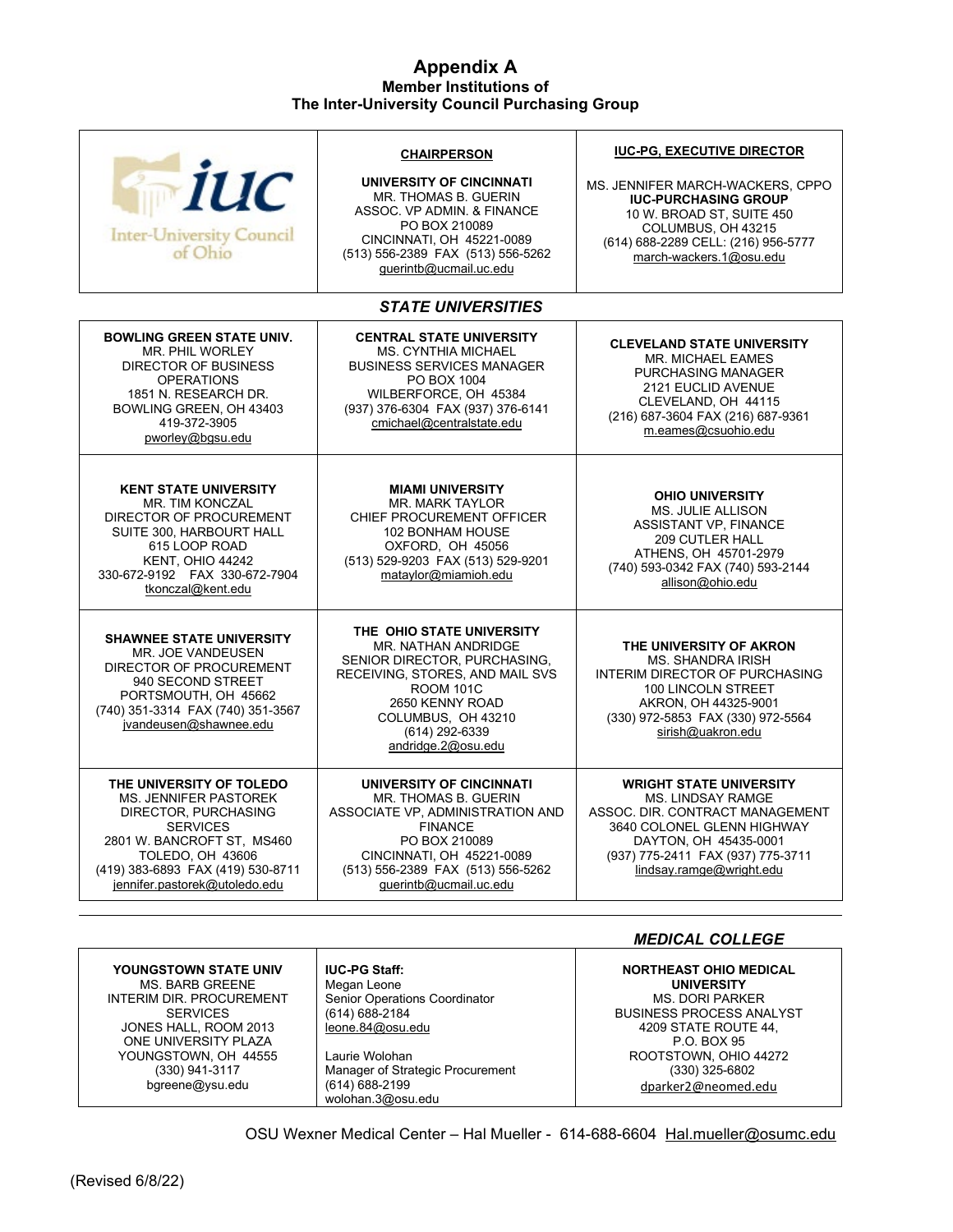# Appendix A
## Member Institutions of The Inter-University Council Purchasing Group

| iuc Inter-University Council of Ohio | **CHAIRPERSON**<br><br>**UNIVERSITY OF CINCINNATI**<br>MR. THOMAS B. GUERIN<br>ASSOC. VP ADMIN. & FINANCE<br>PO BOX 210089<br>CINCINNATI, OH 45221-0089<br>(513) 556-2389 FAX (513) 556-5262<br>guerintb@ucmail.uc.edu | **IUC-PG, EXECUTIVE DIRECTOR**<br><br>MS. JENNIFER MARCH-WACKERS, CPPO<br>**IUC-PURCHASING GROUP**<br>10 W. BROAD ST, SUITE 450<br>COLUMBUS, OH 43215<br>(614) 688-2289 CELL: (216) 956-5777<br>march-wackers.1@osu.edu |
|---|---|---|

### *STATE UNIVERSITIES*

| | | |
|---|---|---|
| **BOWLING GREEN STATE UNIV.**<br>MR. PHIL WORLEY<br>DIRECTOR OF BUSINESS OPERATIONS<br>1851 N. RESEARCH DR.<br>BOWLING GREEN, OH 43403<br>419-372-3905<br>pworley@bgsu.edu | **CENTRAL STATE UNIVERSITY**<br>MS. CYNTHIA MICHAEL<br>BUSINESS SERVICES MANAGER<br>PO BOX 1004<br>WILBERFORCE, OH 45384<br>(937) 376-6304 FAX (937) 376-6141<br>cmichael@centralstate.edu | **CLEVELAND STATE UNIVERSITY**<br>MR. MICHAEL EAMES<br>PURCHASING MANAGER<br>2121 EUCLID AVENUE<br>CLEVELAND, OH 44115<br>(216) 687-3604 FAX (216) 687-9361<br>m.eames@csuohio.edu |
| **KENT STATE UNIVERSITY**<br>MR. TIM KONCZAL<br>DIRECTOR OF PROCUREMENT<br>SUITE 300, HARBOURT HALL<br>615 LOOP ROAD<br>KENT, OHIO 44242<br>330-672-9192 FAX 330-672-7904<br>tkonczal@kent.edu | **MIAMI UNIVERSITY**<br>MR. MARK TAYLOR<br>CHIEF PROCUREMENT OFFICER<br>102 BONHAM HOUSE<br>OXFORD, OH 45056<br>(513) 529-9203 FAX (513) 529-9201<br>mataylor@miamioh.edu | **OHIO UNIVERSITY**<br>MS. JULIE ALLISON<br>ASSISTANT VP, FINANCE<br>209 CUTLER HALL<br>ATHENS, OH 45701-2979<br>(740) 593-0342 FAX (740) 593-2144<br>allison@ohio.edu |
| **SHAWNEE STATE UNIVERSITY**<br>MR. JOE VANDEUSEN<br>DIRECTOR OF PROCUREMENT<br>940 SECOND STREET<br>PORTSMOUTH, OH 45662<br>(740) 351-3314 FAX (740) 351-3567<br>jvandeusen@shawnee.edu | **THE OHIO STATE UNIVERSITY**<br>MR. NATHAN ANDRIDGE<br>SENIOR DIRECTOR, PURCHASING, RECEIVING, STORES, AND MAIL SVS<br>ROOM 101C<br>2650 KENNY ROAD<br>COLUMBUS, OH 43210<br>(614) 292-6339<br>andridge.2@osu.edu | **THE UNIVERSITY OF AKRON**<br>MS. SHANDRA IRISH<br>INTERIM DIRECTOR OF PURCHASING<br>100 LINCOLN STREET<br>AKRON, OH 44325-9001<br>(330) 972-5853 FAX (330) 972-5564<br>sirish@uakron.edu |
| **THE UNIVERSITY OF TOLEDO**<br>MS. JENNIFER PASTOREK<br>DIRECTOR, PURCHASING SERVICES<br>2801 W. BANCROFT ST, MS460<br>TOLEDO, OH 43606<br>(419) 383-6893 FAX (419) 530-8711<br>jennifer.pastorek@utoledo.edu | **UNIVERSITY OF CINCINNATI**<br>MR. THOMAS B. GUERIN<br>ASSOCIATE VP, ADMINISTRATION AND FINANCE<br>PO BOX 210089<br>CINCINNATI, OH 45221-0089<br>(513) 556-2389 FAX (513) 556-5262<br>guerintb@ucmail.uc.edu | **WRIGHT STATE UNIVERSITY**<br>MS. LINDSAY RAMGE<br>ASSOC. DIR. CONTRACT MANAGEMENT<br>3640 COLONEL GLENN HIGHWAY<br>DAYTON, OH 45435-0001<br>(937) 775-2411 FAX (937) 775-3711<br>lindsay.ramge@wright.edu |

### *MEDICAL COLLEGE*

| | | |
|---|---|---|
| **YOUNGSTOWN STATE UNIV**<br>MS. BARB GREENE<br>INTERIM DIR. PROCUREMENT SERVICES<br>JONES HALL, ROOM 2013<br>ONE UNIVERSITY PLAZA<br>YOUNGSTOWN, OH 44555<br>(330) 941-3117<br>bgreene@ysu.edu | **IUC-PG Staff:**<br>Megan Leone<br>Senior Operations Coordinator<br>(614) 688-2184<br>leone.84@osu.edu<br><br>Laurie Wolohan<br>Manager of Strategic Procurement<br>(614) 688-2199<br>wolohan.3@osu.edu | **NORTHEAST OHIO MEDICAL UNIVERSITY**<br>MS. DORI PARKER<br>BUSINESS PROCESS ANALYST<br>4209 STATE ROUTE 44,<br>P.O. BOX 95<br>ROOTSTOWN, OHIO 44272<br>(330) 325-6802<br>dparker2@neomed.edu |

OSU Wexner Medical Center – Hal Mueller - 614-688-6604 Hal.mueller@osumc.edu

(Revised 6/8/22)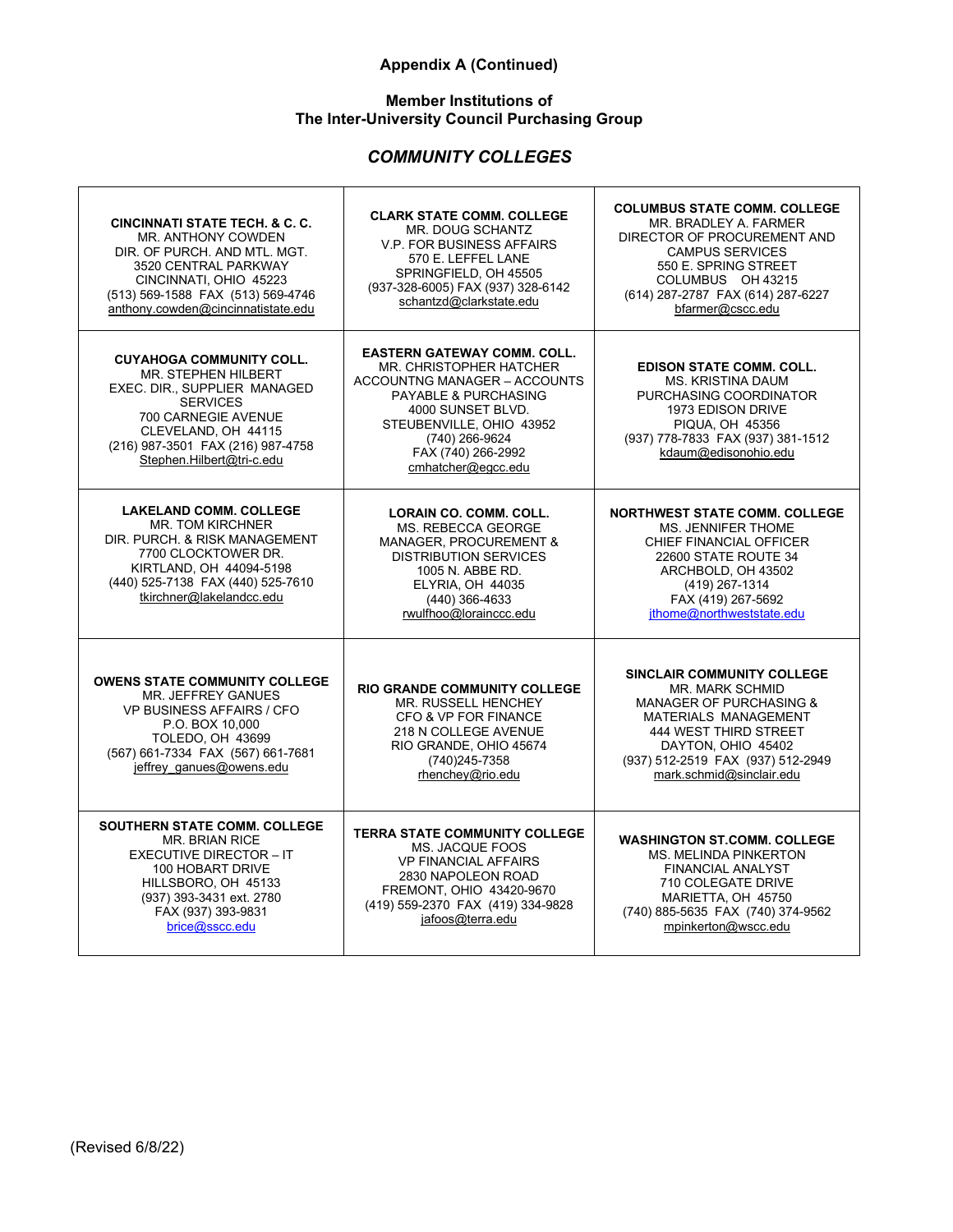**Appendix A (Continued)**

**Member Institutions of**
**The Inter-University Council Purchasing Group**

## *COMMUNITY COLLEGES*

| | | |
|---|---|---|
| **CINCINNATI STATE TECH. & C. C.**<br>MR. ANTHONY COWDEN<br>DIR. OF PURCH. AND MTL. MGT.<br>3520 CENTRAL PARKWAY<br>CINCINNATI, OHIO 45223<br>(513) 569-1588 FAX (513) 569-4746<br>anthony.cowden@cincinnatistate.edu | **CLARK STATE COMM. COLLEGE**<br>MR. DOUG SCHANTZ<br>V.P. FOR BUSINESS AFFAIRS<br>570 E. LEFFEL LANE<br>SPRINGFIELD, OH 45505<br>(937-328-6005) FAX (937) 328-6142<br>schantzd@clarkstate.edu | **COLUMBUS STATE COMM. COLLEGE**<br>MR. BRADLEY A. FARMER<br>DIRECTOR OF PROCUREMENT AND CAMPUS SERVICES<br>550 E. SPRING STREET<br>COLUMBUS OH 43215<br>(614) 287-2787 FAX (614) 287-6227<br>bfarmer@cscc.edu |
| **CUYAHOGA COMMUNITY COLL.**<br>MR. STEPHEN HILBERT<br>EXEC. DIR., SUPPLIER MANAGED SERVICES<br>700 CARNEGIE AVENUE<br>CLEVELAND, OH 44115<br>(216) 987-3501 FAX (216) 987-4758<br>Stephen.Hilbert@tri-c.edu | **EASTERN GATEWAY COMM. COLL.**<br>MR. CHRISTOPHER HATCHER<br>ACCOUNTNG MANAGER – ACCOUNTS PAYABLE & PURCHASING<br>4000 SUNSET BLVD.<br>STEUBENVILLE, OHIO 43952<br>(740) 266-9624<br>FAX (740) 266-2992<br>cmhatcher@egcc.edu | **EDISON STATE COMM. COLL.**<br>MS. KRISTINA DAUM<br>PURCHASING COORDINATOR<br>1973 EDISON DRIVE<br>PIQUA, OH 45356<br>(937) 778-7833 FAX (937) 381-1512<br>kdaum@edisonohio.edu |
| **LAKELAND COMM. COLLEGE**<br>MR. TOM KIRCHNER<br>DIR. PURCH. & RISK MANAGEMENT<br>7700 CLOCKTOWER DR.<br>KIRTLAND, OH 44094-5198<br>(440) 525-7138 FAX (440) 525-7610<br>tkirchner@lakelandcc.edu | **LORAIN CO. COMM. COLL.**<br>MS. REBECCA GEORGE<br>MANAGER, PROCUREMENT & DISTRIBUTION SERVICES<br>1005 N. ABBE RD.<br>ELYRIA, OH 44035<br>(440) 366-4633<br>rwulfhoo@lorainccc.edu | **NORTHWEST STATE COMM. COLLEGE**<br>MS. JENNIFER THOME<br>CHIEF FINANCIAL OFFICER<br>22600 STATE ROUTE 34<br>ARCHBOLD, OH 43502<br>(419) 267-1314<br>FAX (419) 267-5692<br>jthome@northweststate.edu |
| **OWENS STATE COMMUNITY COLLEGE**<br>MR. JEFFREY GANUES<br>VP BUSINESS AFFAIRS / CFO<br>P.O. BOX 10,000<br>TOLEDO, OH 43699<br>(567) 661-7334 FAX (567) 661-7681<br>jeffrey_ganues@owens.edu | **RIO GRANDE COMMUNITY COLLEGE**<br>MR. RUSSELL HENCHEY<br>CFO & VP FOR FINANCE<br>218 N COLLEGE AVENUE<br>RIO GRANDE, OHIO 45674<br>(740)245-7358<br>rhenchey@rio.edu | **SINCLAIR COMMUNITY COLLEGE**<br>MR. MARK SCHMID<br>MANAGER OF PURCHASING & MATERIALS MANAGEMENT<br>444 WEST THIRD STREET<br>DAYTON, OHIO 45402<br>(937) 512-2519 FAX (937) 512-2949<br>mark.schmid@sinclair.edu |
| **SOUTHERN STATE COMM. COLLEGE**<br>MR. BRIAN RICE<br>EXECUTIVE DIRECTOR – IT<br>100 HOBART DRIVE<br>HILLSBORO, OH 45133<br>(937) 393-3431 ext. 2780<br>FAX (937) 393-9831<br>brice@sscc.edu | **TERRA STATE COMMUNITY COLLEGE**<br>MS. JACQUE FOOS<br>VP FINANCIAL AFFAIRS<br>2830 NAPOLEON ROAD<br>FREMONT, OHIO 43420-9670<br>(419) 559-2370 FAX (419) 334-9828<br>jafoos@terra.edu | **WASHINGTON ST.COMM. COLLEGE**<br>MS. MELINDA PINKERTON<br>FINANCIAL ANALYST<br>710 COLEGATE DRIVE<br>MARIETTA, OH 45750<br>(740) 885-5635 FAX (740) 374-9562<br>mpinkerton@wscc.edu |

(Revised 6/8/22)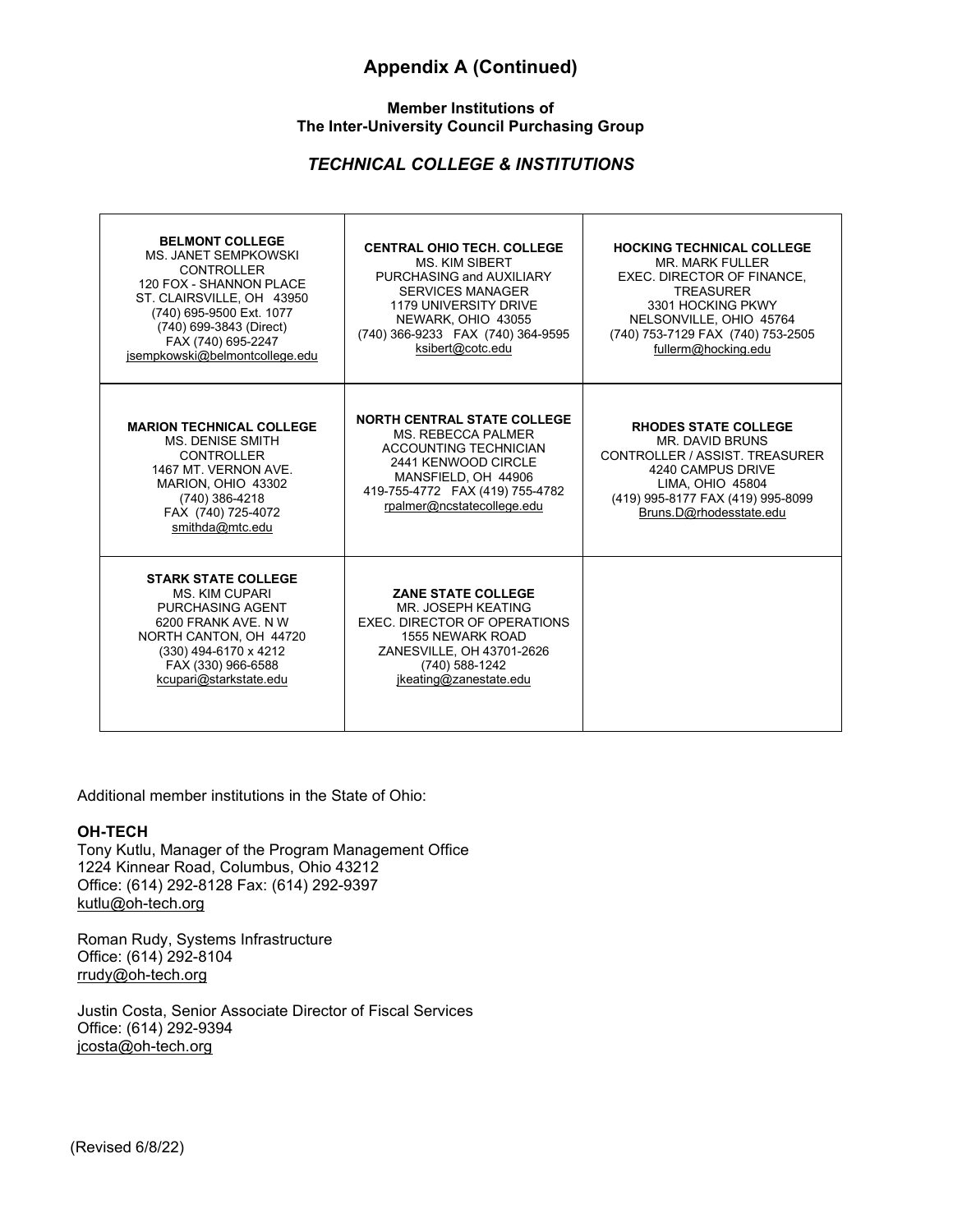# Appendix A (Continued)

**Member Institutions of**
**The Inter-University Council Purchasing Group**

## *TECHNICAL COLLEGE & INSTITUTIONS*

| | | |
|---|---|---|
| **BELMONT COLLEGE**<br>MS. JANET SEMPKOWSKI<br>CONTROLLER<br>120 FOX - SHANNON PLACE<br>ST. CLAIRSVILLE, OH 43950<br>(740) 695-9500 Ext. 1077<br>(740) 699-3843 (Direct)<br>FAX (740) 695-2247<br>jsempkowski@belmontcollege.edu | **CENTRAL OHIO TECH. COLLEGE**<br>MS. KIM SIBERT<br>PURCHASING and AUXILIARY SERVICES MANAGER<br>1179 UNIVERSITY DRIVE<br>NEWARK, OHIO 43055<br>(740) 366-9233 FAX (740) 364-9595<br>ksibert@cotc.edu | **HOCKING TECHNICAL COLLEGE**<br>MR. MARK FULLER<br>EXEC. DIRECTOR OF FINANCE, TREASURER<br>3301 HOCKING PKWY<br>NELSONVILLE, OHIO 45764<br>(740) 753-7129 FAX (740) 753-2505<br>fullerm@hocking.edu |
| **MARION TECHNICAL COLLEGE**<br>MS. DENISE SMITH<br>CONTROLLER<br>1467 MT. VERNON AVE.<br>MARION, OHIO 43302<br>(740) 386-4218<br>FAX (740) 725-4072<br>smithda@mtc.edu | **NORTH CENTRAL STATE COLLEGE**<br>MS. REBECCA PALMER<br>ACCOUNTING TECHNICIAN<br>2441 KENWOOD CIRCLE<br>MANSFIELD, OH 44906<br>419-755-4772 FAX (419) 755-4782<br>rpalmer@ncstatecollege.edu | **RHODES STATE COLLEGE**<br>MR. DAVID BRUNS<br>CONTROLLER / ASSIST. TREASURER<br>4240 CAMPUS DRIVE<br>LIMA, OHIO 45804<br>(419) 995-8177 FAX (419) 995-8099<br>Bruns.D@rhodesstate.edu |
| **STARK STATE COLLEGE**<br>MS. KIM CUPARI<br>PURCHASING AGENT<br>6200 FRANK AVE. N W<br>NORTH CANTON, OH 44720<br>(330) 494-6170 x 4212<br>FAX (330) 966-6588<br>kcupari@starkstate.edu | **ZANE STATE COLLEGE**<br>MR. JOSEPH KEATING<br>EXEC. DIRECTOR OF OPERATIONS<br>1555 NEWARK ROAD<br>ZANESVILLE, OH 43701-2626<br>(740) 588-1242<br>jkeating@zanestate.edu | |

Additional member institutions in the State of Ohio:

**OH-TECH**
Tony Kutlu, Manager of the Program Management Office
1224 Kinnear Road, Columbus, Ohio 43212
Office: (614) 292-8128 Fax: (614) 292-9397
kutlu@oh-tech.org

Roman Rudy, Systems Infrastructure
Office: (614) 292-8104
rrudy@oh-tech.org

Justin Costa, Senior Associate Director of Fiscal Services
Office: (614) 292-9394
jcosta@oh-tech.org

(Revised 6/8/22)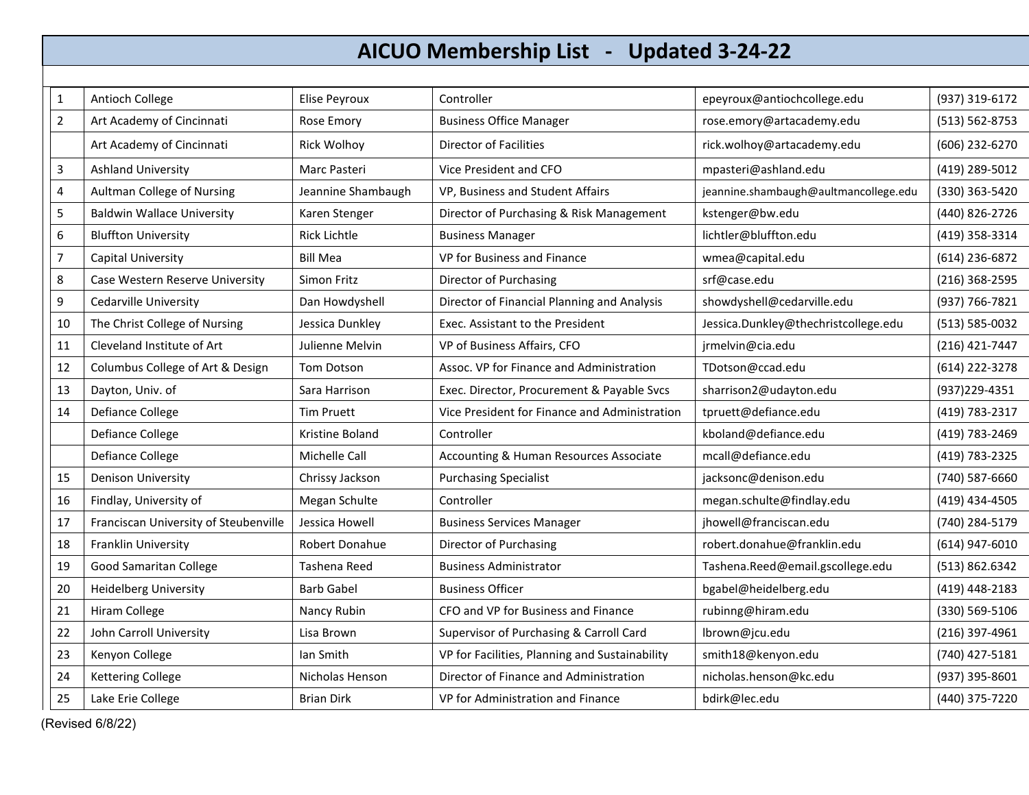# AICUO Membership List - Updated 3-24-22

| # | Institution | Name | Title | Email | Phone |
|---|---|---|---|---|---|
| 1 | Antioch College | Elise Peyroux | Controller | epeyroux@antiochcollege.edu | (937) 319-6172 |
| 2 | Art Academy of Cincinnati | Rose Emory | Business Office Manager | rose.emory@artacademy.edu | (513) 562-8753 |
| | Art Academy of Cincinnati | Rick Wolhoy | Director of Facilities | rick.wolhoy@artacademy.edu | (606) 232-6270 |
| 3 | Ashland University | Marc Pasteri | Vice President and CFO | mpasteri@ashland.edu | (419) 289-5012 |
| 4 | Aultman College of Nursing | Jeannine Shambaugh | VP, Business and Student Affairs | jeannine.shambaugh@aultmancollege.edu | (330) 363-5420 |
| 5 | Baldwin Wallace University | Karen Stenger | Director of Purchasing & Risk Management | kstenger@bw.edu | (440) 826-2726 |
| 6 | Bluffton University | Rick Lichtle | Business Manager | lichtler@bluffton.edu | (419) 358-3314 |
| 7 | Capital University | Bill Mea | VP for Business and Finance | wmea@capital.edu | (614) 236-6872 |
| 8 | Case Western Reserve University | Simon Fritz | Director of Purchasing | srf@case.edu | (216) 368-2595 |
| 9 | Cedarville University | Dan Howdyshell | Director of Financial Planning and Analysis | showdyshell@cedarville.edu | (937) 766-7821 |
| 10 | The Christ College of Nursing | Jessica Dunkley | Exec. Assistant to the President | Jessica.Dunkley@thechristcollege.edu | (513) 585-0032 |
| 11 | Cleveland Institute of Art | Julienne Melvin | VP of Business Affairs, CFO | jrmelvin@cia.edu | (216) 421-7447 |
| 12 | Columbus College of Art & Design | Tom Dotson | Assoc. VP for Finance and Administration | TDotson@ccad.edu | (614) 222-3278 |
| 13 | Dayton, Univ. of | Sara Harrison | Exec. Director, Procurement & Payable Svcs | sharrison2@udayton.edu | (937)229-4351 |
| 14 | Defiance College | Tim Pruett | Vice President for Finance and Administration | tpruett@defiance.edu | (419) 783-2317 |
| | Defiance College | Kristine Boland | Controller | kboland@defiance.edu | (419) 783-2469 |
| | Defiance College | Michelle Call | Accounting & Human Resources Associate | mcall@defiance.edu | (419) 783-2325 |
| 15 | Denison University | Chrissy Jackson | Purchasing Specialist | jacksonc@denison.edu | (740) 587-6660 |
| 16 | Findlay, University of | Megan Schulte | Controller | megan.schulte@findlay.edu | (419) 434-4505 |
| 17 | Franciscan University of Steubenville | Jessica Howell | Business Services Manager | jhowell@franciscan.edu | (740) 284-5179 |
| 18 | Franklin University | Robert Donahue | Director of Purchasing | robert.donahue@franklin.edu | (614) 947-6010 |
| 19 | Good Samaritan College | Tashena Reed | Business Administrator | Tashena.Reed@email.gscollege.edu | (513) 862.6342 |
| 20 | Heidelberg University | Barb Gabel | Business Officer | bgabel@heidelberg.edu | (419) 448-2183 |
| 21 | Hiram College | Nancy Rubin | CFO and VP for Business and Finance | rubinng@hiram.edu | (330) 569-5106 |
| 22 | John Carroll University | Lisa Brown | Supervisor of Purchasing & Carroll Card | lbrown@jcu.edu | (216) 397-4961 |
| 23 | Kenyon College | Ian Smith | VP for Facilities, Planning and Sustainability | smith18@kenyon.edu | (740) 427-5181 |
| 24 | Kettering College | Nicholas Henson | Director of Finance and Administration | nicholas.henson@kc.edu | (937) 395-8601 |
| 25 | Lake Erie College | Brian Dirk | VP for Administration and Finance | bdirk@lec.edu | (440) 375-7220 |

(Revised 6/8/22)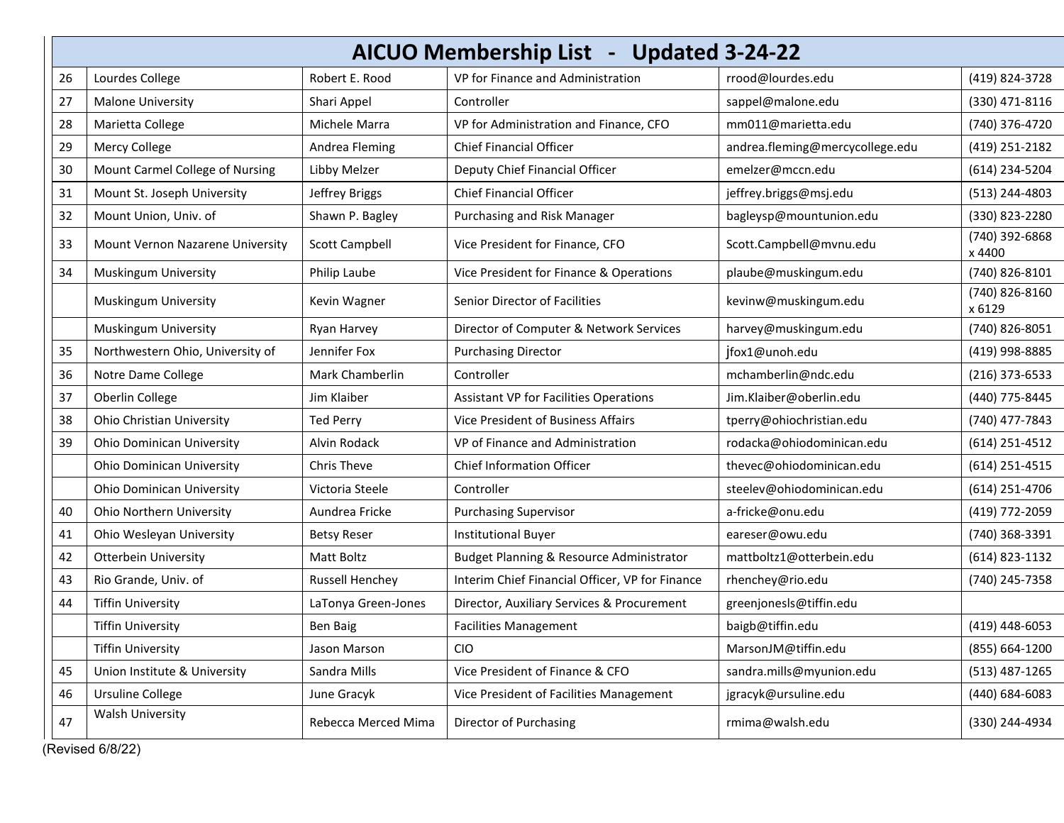# AICUO Membership List - Updated 3-24-22

| | | | | | |
|---|---|---|---|---|---|
| 26 | Lourdes College | Robert E. Rood | VP for Finance and Administration | rrood@lourdes.edu | (419) 824-3728 |
| 27 | Malone University | Shari Appel | Controller | sappel@malone.edu | (330) 471-8116 |
| 28 | Marietta College | Michele Marra | VP for Administration and Finance, CFO | mm011@marietta.edu | (740) 376-4720 |
| 29 | Mercy College | Andrea Fleming | Chief Financial Officer | andrea.fleming@mercycollege.edu | (419) 251-2182 |
| 30 | Mount Carmel College of Nursing | Libby Melzer | Deputy Chief Financial Officer | emelzer@mccn.edu | (614) 234-5204 |
| 31 | Mount St. Joseph University | Jeffrey Briggs | Chief Financial Officer | jeffrey.briggs@msj.edu | (513) 244-4803 |
| 32 | Mount Union, Univ. of | Shawn P. Bagley | Purchasing and Risk Manager | bagleysp@mountunion.edu | (330) 823-2280 |
| 33 | Mount Vernon Nazarene University | Scott Campbell | Vice President for Finance, CFO | Scott.Campbell@mvnu.edu | (740) 392-6868 x 4400 |
| 34 | Muskingum University | Philip Laube | Vice President for Finance & Operations | plaube@muskingum.edu | (740) 826-8101 |
| | Muskingum University | Kevin Wagner | Senior Director of Facilities | kevinw@muskingum.edu | (740) 826-8160 x 6129 |
| | Muskingum University | Ryan Harvey | Director of Computer & Network Services | harvey@muskingum.edu | (740) 826-8051 |
| 35 | Northwestern Ohio, University of | Jennifer Fox | Purchasing Director | jfox1@unoh.edu | (419) 998-8885 |
| 36 | Notre Dame College | Mark Chamberlin | Controller | mchamberlin@ndc.edu | (216) 373-6533 |
| 37 | Oberlin College | Jim Klaiber | Assistant VP for Facilities Operations | Jim.Klaiber@oberlin.edu | (440) 775-8445 |
| 38 | Ohio Christian University | Ted Perry | Vice President of Business Affairs | tperry@ohiochristian.edu | (740) 477-7843 |
| 39 | Ohio Dominican University | Alvin Rodack | VP of Finance and Administration | rodacka@ohiodominican.edu | (614) 251-4512 |
| | Ohio Dominican University | Chris Theve | Chief Information Officer | thevec@ohiodominican.edu | (614) 251-4515 |
| | Ohio Dominican University | Victoria Steele | Controller | steelev@ohiodominican.edu | (614) 251-4706 |
| 40 | Ohio Northern University | Aundrea Fricke | Purchasing Supervisor | a-fricke@onu.edu | (419) 772-2059 |
| 41 | Ohio Wesleyan University | Betsy Reser | Institutional Buyer | eareser@owu.edu | (740) 368-3391 |
| 42 | Otterbein University | Matt Boltz | Budget Planning & Resource Administrator | mattboltz1@otterbein.edu | (614) 823-1132 |
| 43 | Rio Grande, Univ. of | Russell Henchey | Interim Chief Financial Officer, VP for Finance | rhenchey@rio.edu | (740) 245-7358 |
| 44 | Tiffin University | LaTonya Green-Jones | Director, Auxiliary Services & Procurement | greenjonesls@tiffin.edu | |
| | Tiffin University | Ben Baig | Facilities Management | baigb@tiffin.edu | (419) 448-6053 |
| | Tiffin University | Jason Marson | CIO | MarsonJM@tiffin.edu | (855) 664-1200 |
| 45 | Union Institute & University | Sandra Mills | Vice President of Finance & CFO | sandra.mills@myunion.edu | (513) 487-1265 |
| 46 | Ursuline College | June Gracyk | Vice President of Facilities Management | jgracyk@ursuline.edu | (440) 684-6083 |
| 47 | Walsh University | Rebecca Merced Mima | Director of Purchasing | rmima@walsh.edu | (330) 244-4934 |

(Revised 6/8/22)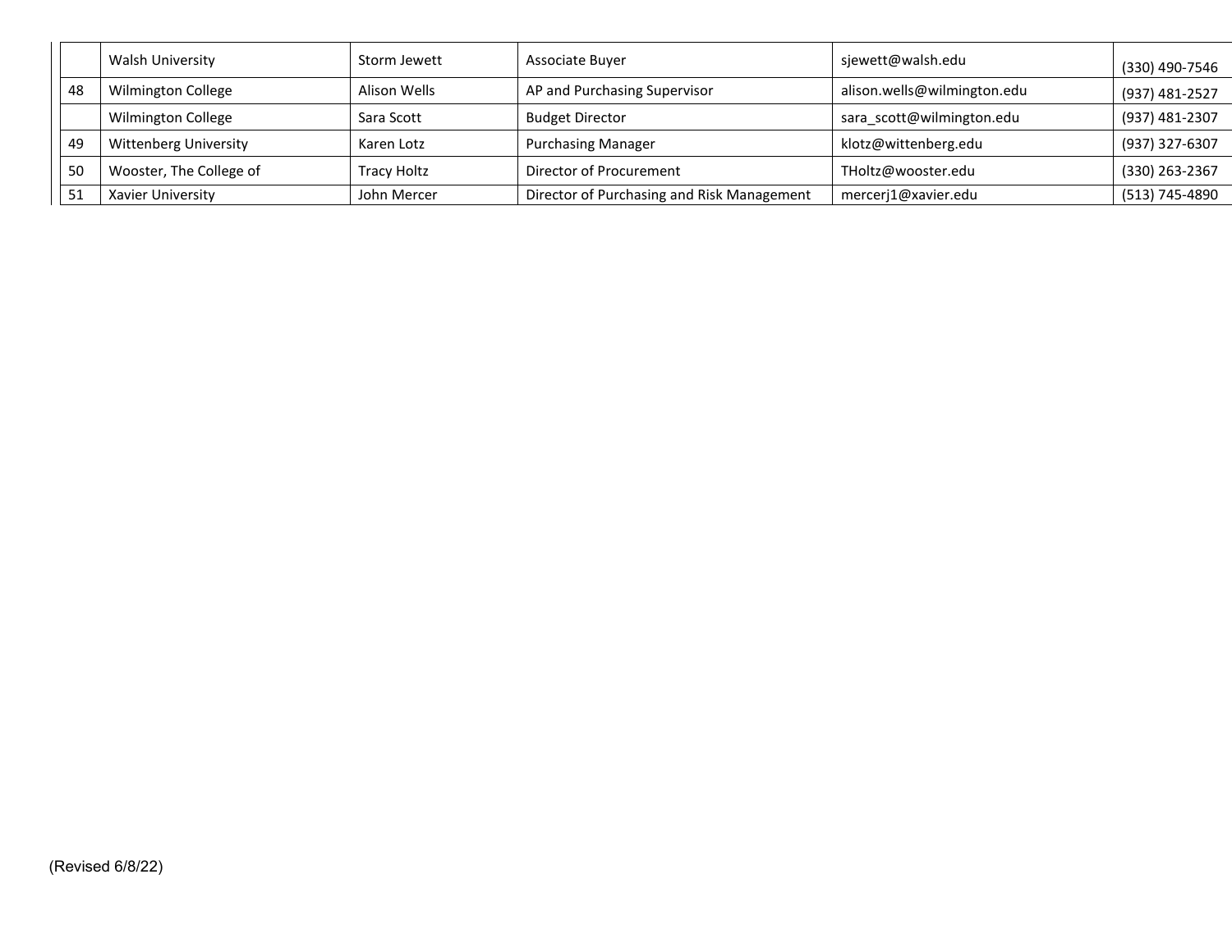| | | | | | |
|---|---|---|---|---|---|
| | Walsh University | Storm Jewett | Associate Buyer | sjewett@walsh.edu | (330) 490-7546 |
| 48 | Wilmington College | Alison Wells | AP and Purchasing Supervisor | alison.wells@wilmington.edu | (937) 481-2527 |
| | Wilmington College | Sara Scott | Budget Director | sara_scott@wilmington.edu | (937) 481-2307 |
| 49 | Wittenberg University | Karen Lotz | Purchasing Manager | klotz@wittenberg.edu | (937) 327-6307 |
| 50 | Wooster, The College of | Tracy Holtz | Director of Procurement | THoltz@wooster.edu | (330) 263-2367 |
| 51 | Xavier University | John Mercer | Director of Purchasing and Risk Management | mercerj1@xavier.edu | (513) 745-4890 |

(Revised 6/8/22)